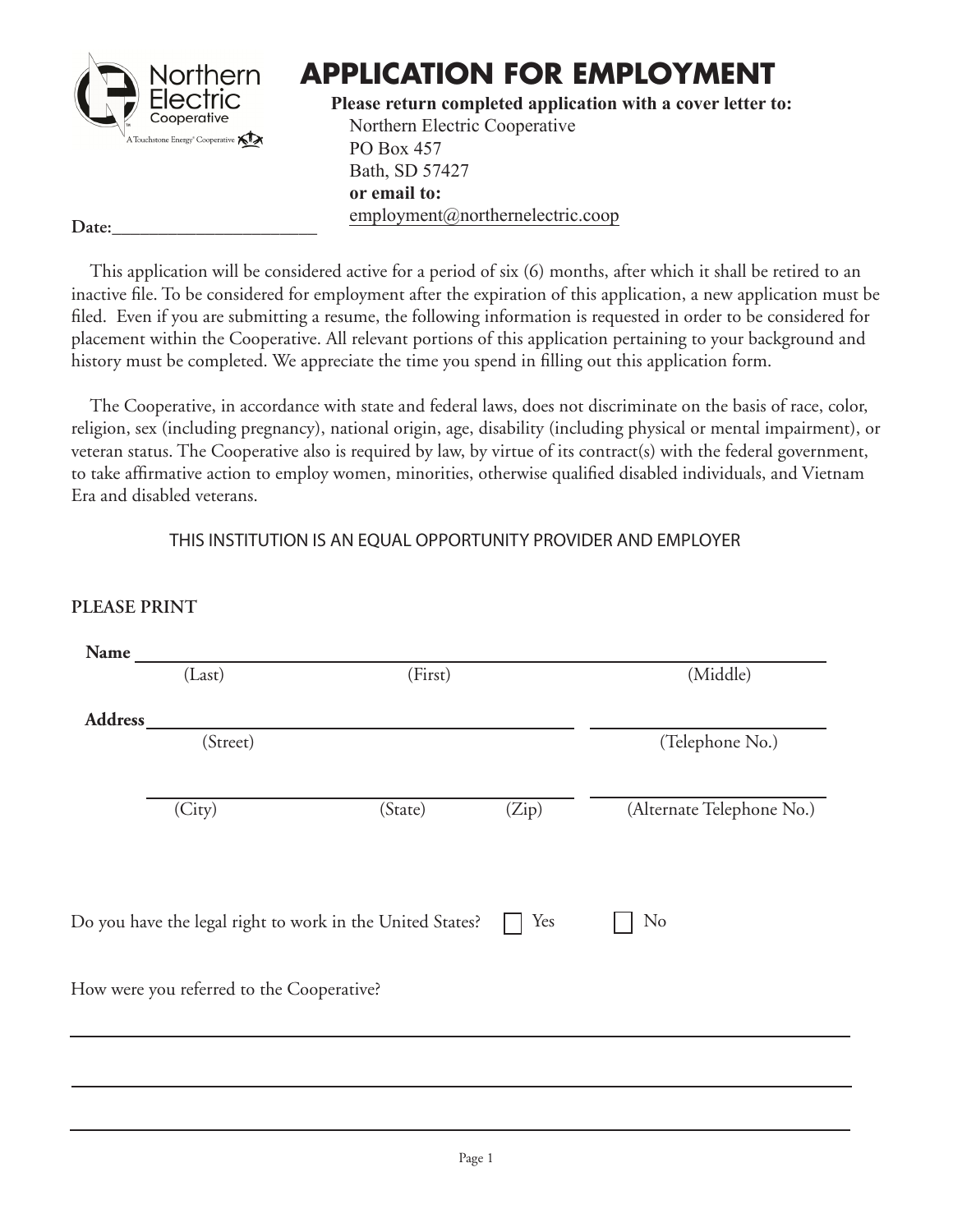# APPLICATION FOR EMPLOYMENT

**Please return completed application with a cover letter to:**

Northern Electric Cooperative
PO Box 457
Bath, SD 57427
**or email to:**
employment@northernelectric.coop

**Date:**______________________

This application will be considered active for a period of six (6) months, after which it shall be retired to an inactive file. To be considered for employment after the expiration of this application, a new application must be filed. Even if you are submitting a resume, the following information is requested in order to be considered for placement within the Cooperative. All relevant portions of this application pertaining to your background and history must be completed. We appreciate the time you spend in filling out this application form.

The Cooperative, in accordance with state and federal laws, does not discriminate on the basis of race, color, religion, sex (including pregnancy), national origin, age, disability (including physical or mental impairment), or veteran status. The Cooperative also is required by law, by virtue of its contract(s) with the federal government, to take affirmative action to employ women, minorities, otherwise qualified disabled individuals, and Vietnam Era and disabled veterans.

THIS INSTITUTION IS AN EQUAL OPPORTUNITY PROVIDER AND EMPLOYER

**PLEASE PRINT**

**Name** ________________________________________________
(Last) (First) (Middle)

**Address** ________________________________ ________________
(Street) (Telephone No.)

________________________________ ________________
(City) (State) (Zip) (Alternate Telephone No.)

Do you have the legal right to work in the United States? ☐ Yes ☐ No

How were you referred to the Cooperative?

________________________________________________

________________________________________________

________________________________________________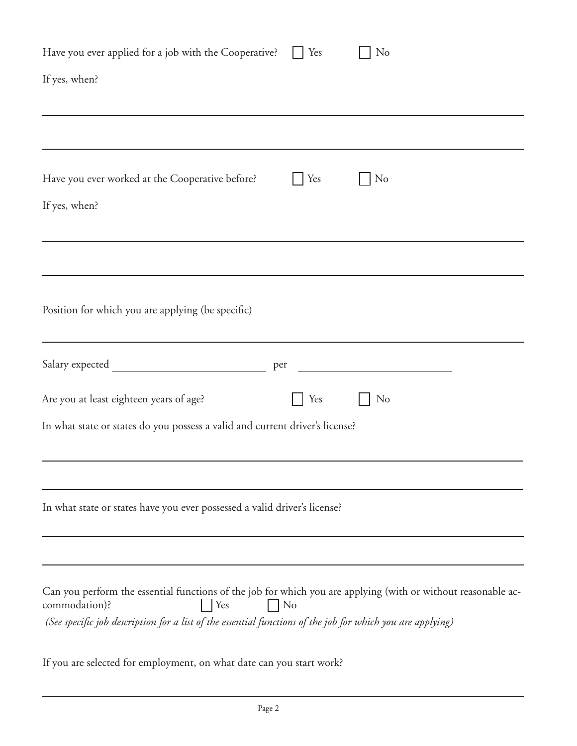Have you ever applied for a job with the Cooperative? ☐ Yes ☐ No

If yes, when?

\_\_\_\_\_\_\_\_\_\_\_\_\_\_\_\_\_\_\_\_\_\_\_\_\_\_\_\_\_\_\_\_\_\_\_\_\_\_\_\_\_\_\_\_\_\_\_\_\_\_\_\_\_\_\_\_\_\_\_\_\_\_\_\_

\_\_\_\_\_\_\_\_\_\_\_\_\_\_\_\_\_\_\_\_\_\_\_\_\_\_\_\_\_\_\_\_\_\_\_\_\_\_\_\_\_\_\_\_\_\_\_\_\_\_\_\_\_\_\_\_\_\_\_\_\_\_\_\_

Have you ever worked at the Cooperative before? ☐ Yes ☐ No

If yes, when?

\_\_\_\_\_\_\_\_\_\_\_\_\_\_\_\_\_\_\_\_\_\_\_\_\_\_\_\_\_\_\_\_\_\_\_\_\_\_\_\_\_\_\_\_\_\_\_\_\_\_\_\_\_\_\_\_\_\_\_\_\_\_\_\_

\_\_\_\_\_\_\_\_\_\_\_\_\_\_\_\_\_\_\_\_\_\_\_\_\_\_\_\_\_\_\_\_\_\_\_\_\_\_\_\_\_\_\_\_\_\_\_\_\_\_\_\_\_\_\_\_\_\_\_\_\_\_\_\_

Position for which you are applying (be specific)

\_\_\_\_\_\_\_\_\_\_\_\_\_\_\_\_\_\_\_\_\_\_\_\_\_\_\_\_\_\_\_\_\_\_\_\_\_\_\_\_\_\_\_\_\_\_\_\_\_\_\_\_\_\_\_\_\_\_\_\_\_\_\_\_

Salary expected \_\_\_\_\_\_\_\_\_\_\_\_\_\_\_\_\_\_\_\_ per \_\_\_\_\_\_\_\_\_\_\_\_\_\_\_\_\_\_\_\_

Are you at least eighteen years of age? ☐ Yes ☐ No

In what state or states do you possess a valid and current driver's license?

\_\_\_\_\_\_\_\_\_\_\_\_\_\_\_\_\_\_\_\_\_\_\_\_\_\_\_\_\_\_\_\_\_\_\_\_\_\_\_\_\_\_\_\_\_\_\_\_\_\_\_\_\_\_\_\_\_\_\_\_\_\_\_\_

\_\_\_\_\_\_\_\_\_\_\_\_\_\_\_\_\_\_\_\_\_\_\_\_\_\_\_\_\_\_\_\_\_\_\_\_\_\_\_\_\_\_\_\_\_\_\_\_\_\_\_\_\_\_\_\_\_\_\_\_\_\_\_\_

In what state or states have you ever possessed a valid driver's license?

\_\_\_\_\_\_\_\_\_\_\_\_\_\_\_\_\_\_\_\_\_\_\_\_\_\_\_\_\_\_\_\_\_\_\_\_\_\_\_\_\_\_\_\_\_\_\_\_\_\_\_\_\_\_\_\_\_\_\_\_\_\_\_\_

\_\_\_\_\_\_\_\_\_\_\_\_\_\_\_\_\_\_\_\_\_\_\_\_\_\_\_\_\_\_\_\_\_\_\_\_\_\_\_\_\_\_\_\_\_\_\_\_\_\_\_\_\_\_\_\_\_\_\_\_\_\_\_\_

Can you perform the essential functions of the job for which you are applying (with or without reasonable accommodation)? ☐ Yes ☐ No

*(See specific job description for a list of the essential functions of the job for which you are applying)*

If you are selected for employment, on what date can you start work?

\_\_\_\_\_\_\_\_\_\_\_\_\_\_\_\_\_\_\_\_\_\_\_\_\_\_\_\_\_\_\_\_\_\_\_\_\_\_\_\_\_\_\_\_\_\_\_\_\_\_\_\_\_\_\_\_\_\_\_\_\_\_\_\_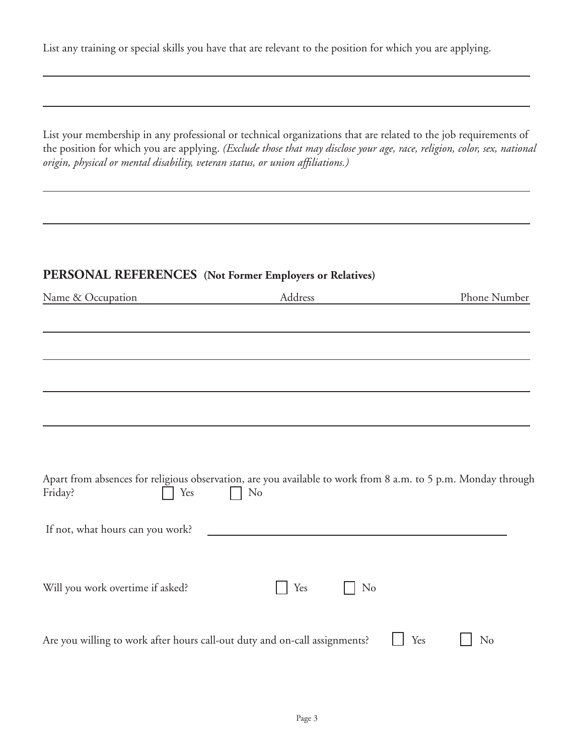List any training or special skills you have that are relevant to the position for which you are applying.

_______________________________________________________________________________

_______________________________________________________________________________

List your membership in any professional or technical organizations that are related to the job requirements of the position for which you are applying. *(Exclude those that may disclose your age, race, religion, color, sex, national origin, physical or mental disability, veteran status, or union affiliations.)*

_______________________________________________________________________________

_______________________________________________________________________________

## PERSONAL REFERENCES **(Not Former Employers or Relatives)**

| Name & Occupation | Address | Phone Number |
| --- | --- | --- |
| | | |
| | | |
| | | |
| | | |

Apart from absences for religious observation, are you available to work from 8 a.m. to 5 p.m. Monday through Friday? ☐ Yes ☐ No

If not, what hours can you work? _______________________________________________

Will you work overtime if asked? ☐ Yes ☐ No

Are you willing to work after hours call-out duty and on-call assignments? ☐ Yes ☐ No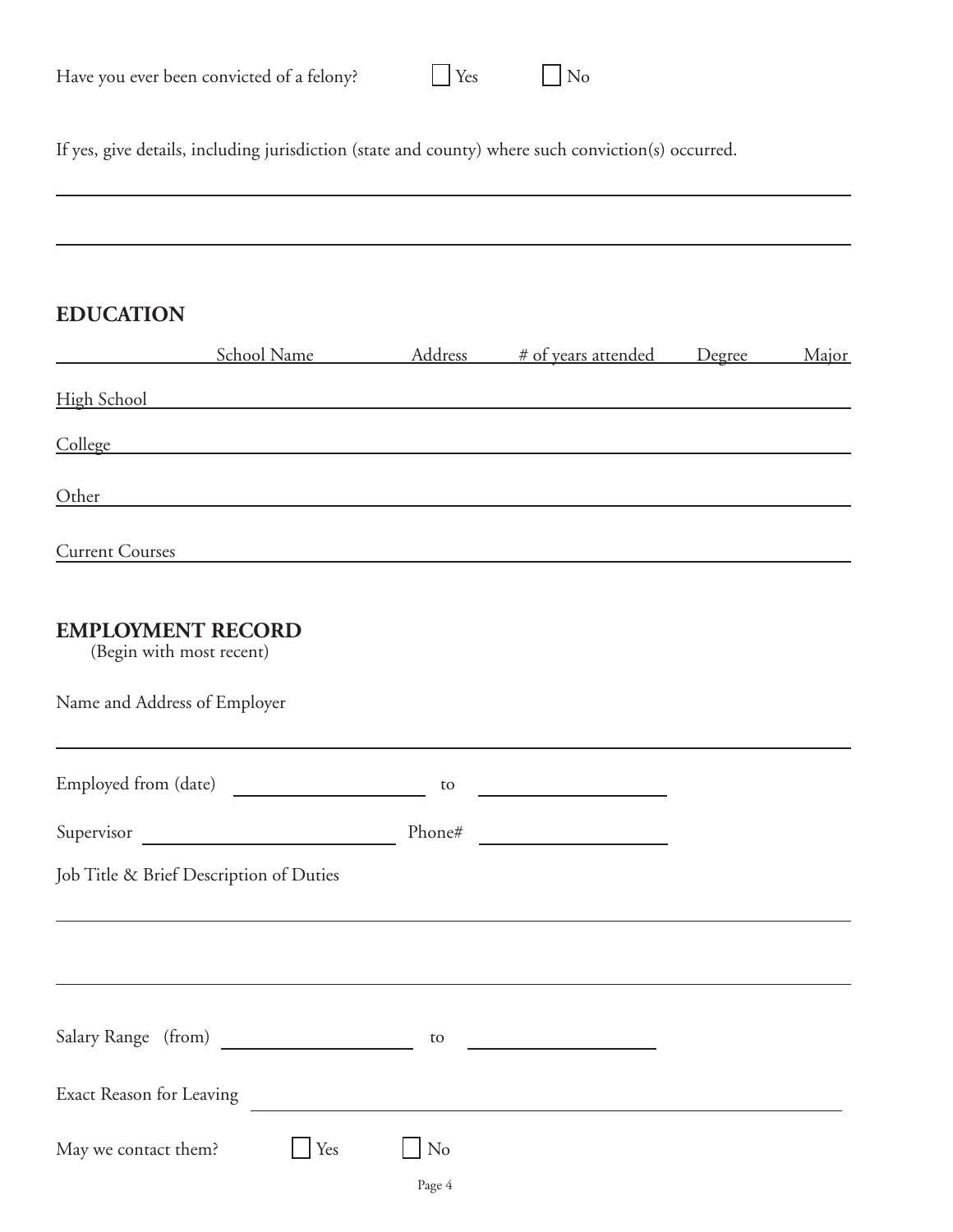Have you ever been convicted of a felony? ☐ Yes ☐ No

If yes, give details, including jurisdiction (state and county) where such conviction(s) occurred.

## EDUCATION

| | School Name | Address | # of years attended | Degree | Major |
|---|---|---|---|---|---|
| High School | | | | | |
| College | | | | | |
| Other | | | | | |
| Current Courses | | | | | |

## EMPLOYMENT RECORD

(Begin with most recent)

Name and Address of Employer

Employed from (date) ____________ to ____________

Supervisor ____________ Phone# ____________

Job Title & Brief Description of Duties

Salary Range (from) ____________ to ____________

Exact Reason for Leaving ____________

May we contact them? ☐ Yes ☐ No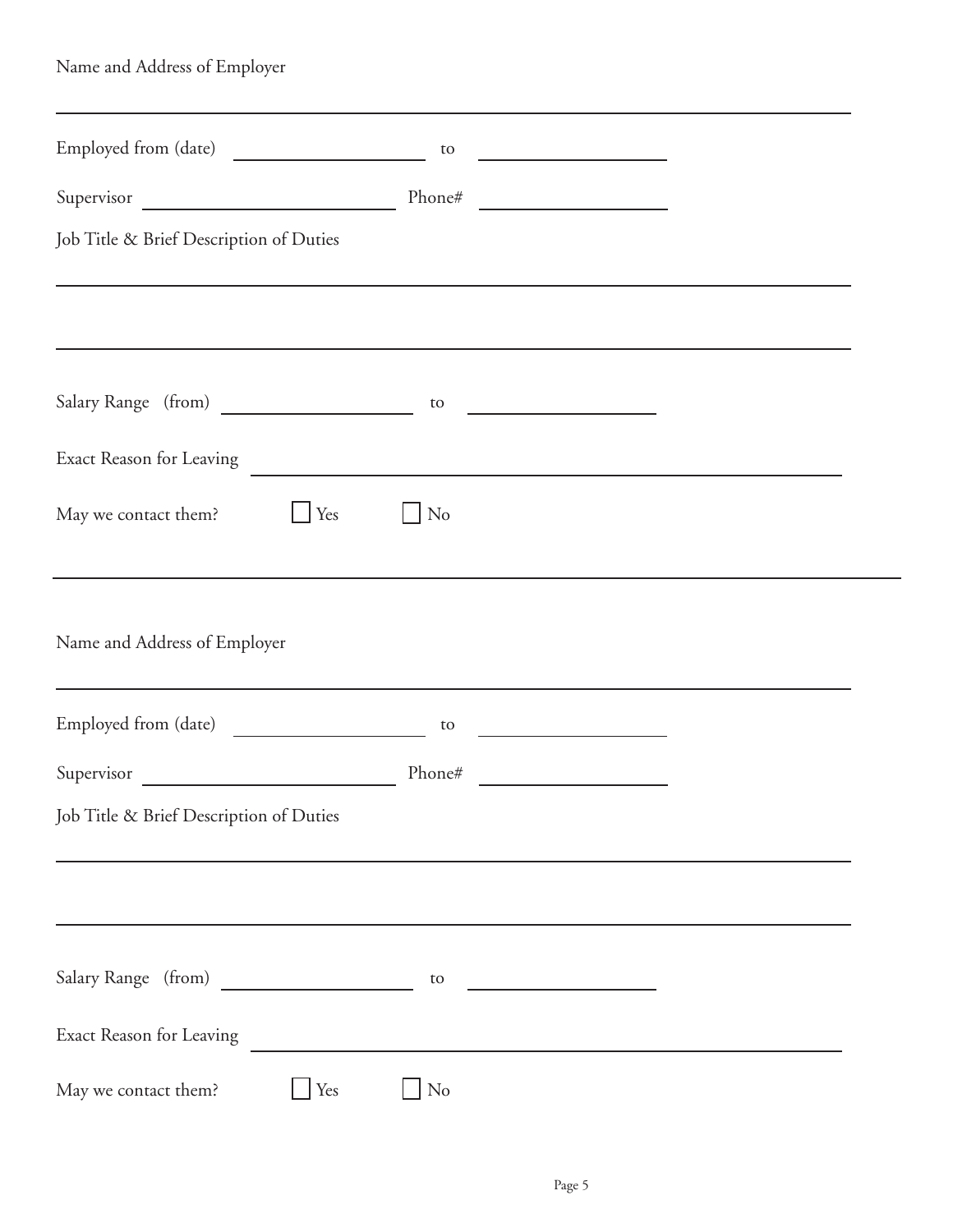Name and Address of Employer

_______________________________________________

Employed from (date) ____________________ to ____________________

Supervisor ________________________ Phone# ____________________

Job Title & Brief Description of Duties

_______________________________________________

_______________________________________________

Salary Range (from) ____________________ to ____________________

Exact Reason for Leaving _______________________________________________

May we contact them? ☐ Yes ☐ No

---

Name and Address of Employer

_______________________________________________

Employed from (date) ____________________ to ____________________

Supervisor ________________________ Phone# ____________________

Job Title & Brief Description of Duties

_______________________________________________

_______________________________________________

Salary Range (from) ____________________ to ____________________

Exact Reason for Leaving _______________________________________________

May we contact them? ☐ Yes ☐ No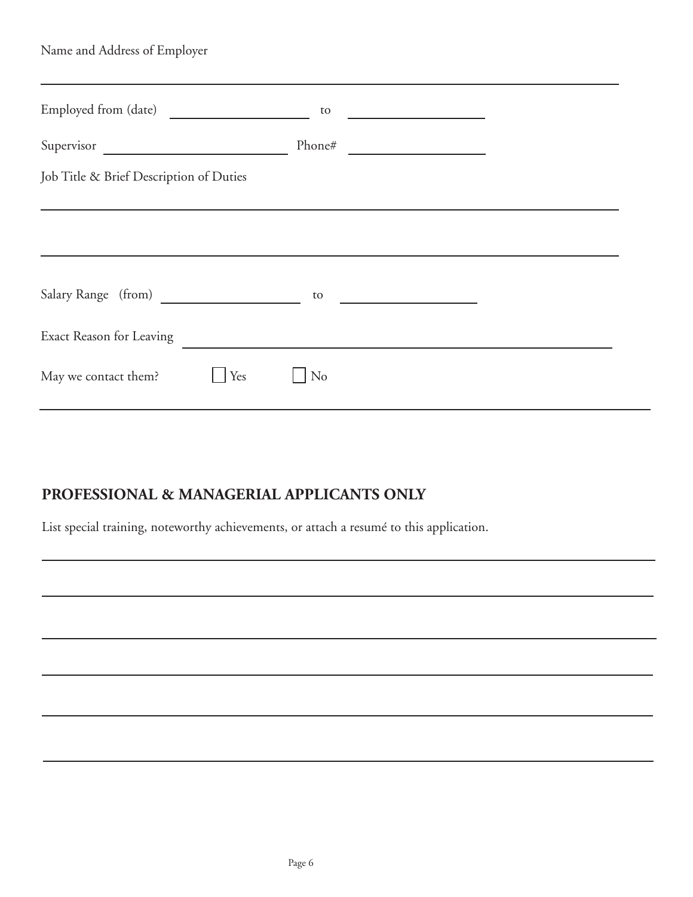Name and Address of Employer

___________________________________________________________________________

Employed from (date) ____________________ to ____________________

Supervisor ________________________ Phone# ____________________

Job Title & Brief Description of Duties

___________________________________________________________________________

___________________________________________________________________________

Salary Range (from) ____________________ to ____________________

Exact Reason for Leaving ______________________________________________

May we contact them? ☐ Yes ☐ No

---

## PROFESSIONAL & MANAGERIAL APPLICANTS ONLY

List special training, noteworthy achievements, or attach a resumé to this application.

___________________________________________________________________________

___________________________________________________________________________

___________________________________________________________________________

___________________________________________________________________________

___________________________________________________________________________

___________________________________________________________________________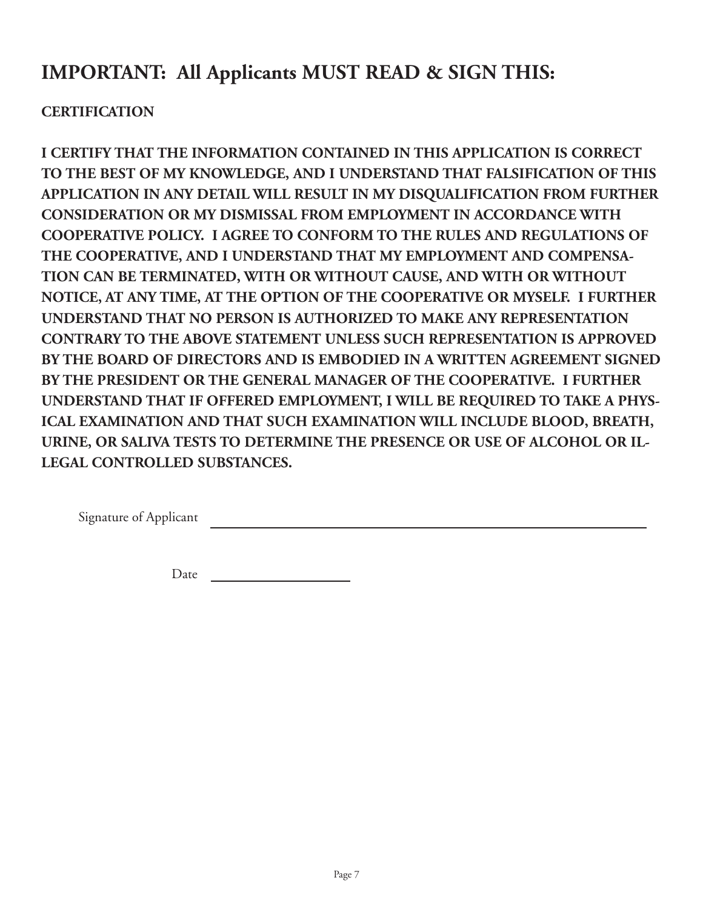# IMPORTANT: All Applicants MUST READ & SIGN THIS:

**CERTIFICATION**

**I CERTIFY THAT THE INFORMATION CONTAINED IN THIS APPLICATION IS CORRECT TO THE BEST OF MY KNOWLEDGE, AND I UNDERSTAND THAT FALSIFICATION OF THIS APPLICATION IN ANY DETAIL WILL RESULT IN MY DISQUALIFICATION FROM FURTHER CONSIDERATION OR MY DISMISSAL FROM EMPLOYMENT IN ACCORDANCE WITH COOPERATIVE POLICY. I AGREE TO CONFORM TO THE RULES AND REGULATIONS OF THE COOPERATIVE, AND I UNDERSTAND THAT MY EMPLOYMENT AND COMPENSATION CAN BE TERMINATED, WITH OR WITHOUT CAUSE, AND WITH OR WITHOUT NOTICE, AT ANY TIME, AT THE OPTION OF THE COOPERATIVE OR MYSELF. I FURTHER UNDERSTAND THAT NO PERSON IS AUTHORIZED TO MAKE ANY REPRESENTATION CONTRARY TO THE ABOVE STATEMENT UNLESS SUCH REPRESENTATION IS APPROVED BY THE BOARD OF DIRECTORS AND IS EMBODIED IN A WRITTEN AGREEMENT SIGNED BY THE PRESIDENT OR THE GENERAL MANAGER OF THE COOPERATIVE. I FURTHER UNDERSTAND THAT IF OFFERED EMPLOYMENT, I WILL BE REQUIRED TO TAKE A PHYSICAL EXAMINATION AND THAT SUCH EXAMINATION WILL INCLUDE BLOOD, BREATH, URINE, OR SALIVA TESTS TO DETERMINE THE PRESENCE OR USE OF ALCOHOL OR ILLEGAL CONTROLLED SUBSTANCES.**

Signature of Applicant ______________________________________________

Date ____________________